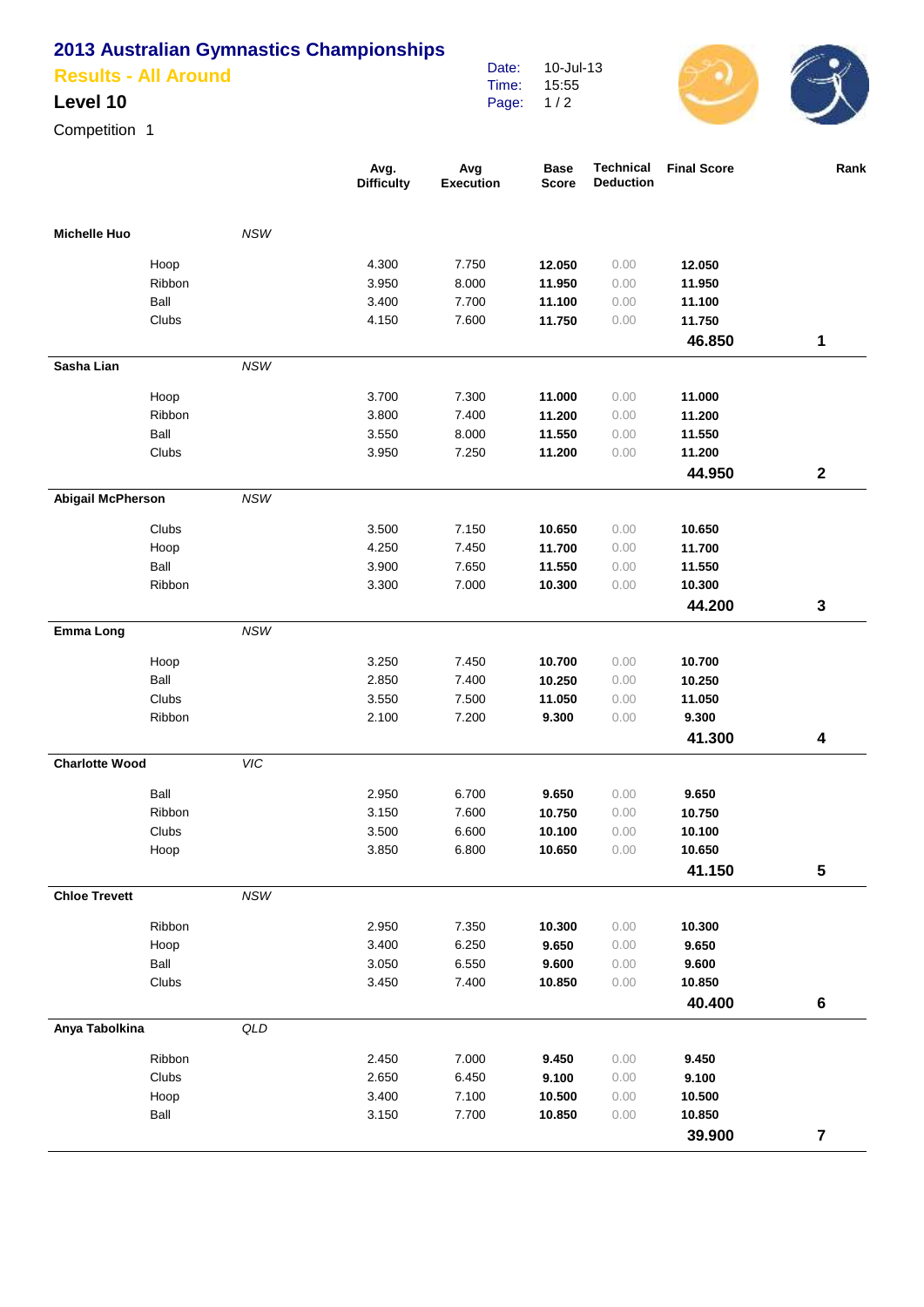# 2013 Australian Gymnastics Championships

## Results - All Around

### Level 10

Competition 1

Date: 10-Jul-13
Time: 15:55

| Name | State | Apparatus | Avg. Difficulty | Avg Execution | Base Score | Technical Deduction | Final Score | Rank |
|---|---|---|---|---|---|---|---|---|
| **Michelle Huo** | *NSW* | | | | | | | |
| | | Hoop | 4.300 | 7.750 | **12.050** | 0.00 | **12.050** | |
| | | Ribbon | 3.950 | 8.000 | **11.950** | 0.00 | **11.950** | |
| | | Ball | 3.400 | 7.700 | **11.100** | 0.00 | **11.100** | |
| | | Clubs | 4.150 | 7.600 | **11.750** | 0.00 | **11.750** | |
| | | | | | | | **46.850** | **1** |
| **Sasha Lian** | *NSW* | | | | | | | |
| | | Hoop | 3.700 | 7.300 | **11.000** | 0.00 | **11.000** | |
| | | Ribbon | 3.800 | 7.400 | **11.200** | 0.00 | **11.200** | |
| | | Ball | 3.550 | 8.000 | **11.550** | 0.00 | **11.550** | |
| | | Clubs | 3.950 | 7.250 | **11.200** | 0.00 | **11.200** | |
| | | | | | | | **44.950** | **2** |
| **Abigail McPherson** | *NSW* | | | | | | | |
| | | Clubs | 3.500 | 7.150 | **10.650** | 0.00 | **10.650** | |
| | | Hoop | 4.250 | 7.450 | **11.700** | 0.00 | **11.700** | |
| | | Ball | 3.900 | 7.650 | **11.550** | 0.00 | **11.550** | |
| | | Ribbon | 3.300 | 7.000 | **10.300** | 0.00 | **10.300** | |
| | | | | | | | **44.200** | **3** |
| **Emma Long** | *NSW* | | | | | | | |
| | | Hoop | 3.250 | 7.450 | **10.700** | 0.00 | **10.700** | |
| | | Ball | 2.850 | 7.400 | **10.250** | 0.00 | **10.250** | |
| | | Clubs | 3.550 | 7.500 | **11.050** | 0.00 | **11.050** | |
| | | Ribbon | 2.100 | 7.200 | **9.300** | 0.00 | **9.300** | |
| | | | | | | | **41.300** | **4** |
| **Charlotte Wood** | *VIC* | | | | | | | |
| | | Ball | 2.950 | 6.700 | **9.650** | 0.00 | **9.650** | |
| | | Ribbon | 3.150 | 7.600 | **10.750** | 0.00 | **10.750** | |
| | | Clubs | 3.500 | 6.600 | **10.100** | 0.00 | **10.100** | |
| | | Hoop | 3.850 | 6.800 | **10.650** | 0.00 | **10.650** | |
| | | | | | | | **41.150** | **5** |
| **Chloe Trevett** | *NSW* | | | | | | | |
| | | Ribbon | 2.950 | 7.350 | **10.300** | 0.00 | **10.300** | |
| | | Hoop | 3.400 | 6.250 | **9.650** | 0.00 | **9.650** | |
| | | Ball | 3.050 | 6.550 | **9.600** | 0.00 | **9.600** | |
| | | Clubs | 3.450 | 7.400 | **10.850** | 0.00 | **10.850** | |
| | | | | | | | **40.400** | **6** |
| **Anya Tabolkina** | *QLD* | | | | | | | |
| | | Ribbon | 2.450 | 7.000 | **9.450** | 0.00 | **9.450** | |
| | | Clubs | 2.650 | 6.450 | **9.100** | 0.00 | **9.100** | |
| | | Hoop | 3.400 | 7.100 | **10.500** | 0.00 | **10.500** | |
| | | Ball | 3.150 | 7.700 | **10.850** | 0.00 | **10.850** | |
| | | | | | | | **39.900** | **7** |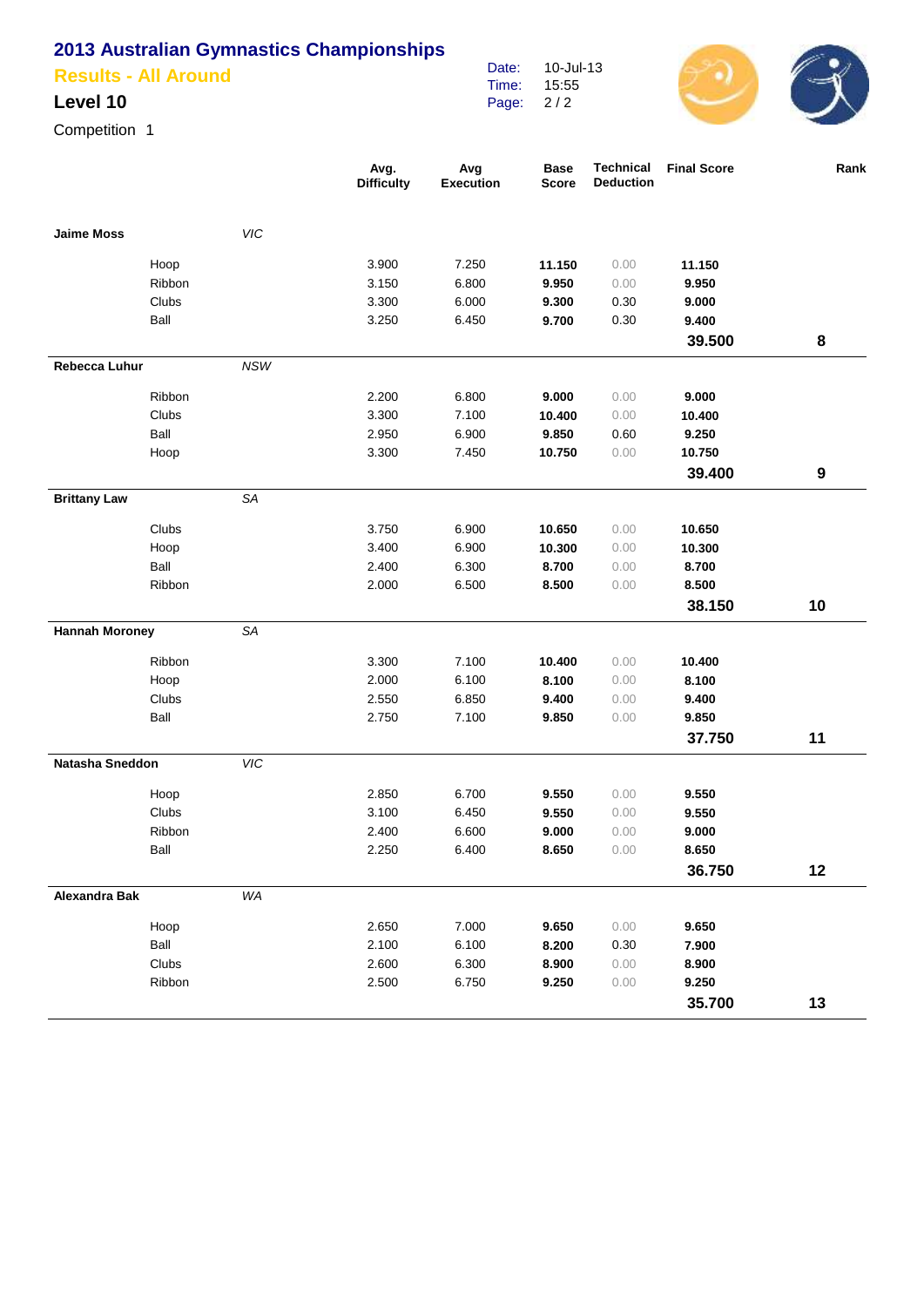# 2013 Australian Gymnastics Championships

## Results - All Around

### Level 10

Competition 1

Date: 10-Jul-13
Time: 15:55

| | | | Avg. Difficulty | Avg Execution | Base Score | Technical Deduction | Final Score | Rank |
|---|---|---|---|---|---|---|---|---|
| **Jaime Moss** | | *VIC* | | | | | | |
| | Hoop | | 3.900 | 7.250 | **11.150** | 0.00 | **11.150** | |
| | Ribbon | | 3.150 | 6.800 | **9.950** | 0.00 | **9.950** | |
| | Clubs | | 3.300 | 6.000 | **9.300** | 0.30 | **9.000** | |
| | Ball | | 3.250 | 6.450 | **9.700** | 0.30 | **9.400** | |
| | | | | | | | **39.500** | **8** |
| **Rebecca Luhur** | | *NSW* | | | | | | |
| | Ribbon | | 2.200 | 6.800 | **9.000** | 0.00 | **9.000** | |
| | Clubs | | 3.300 | 7.100 | **10.400** | 0.00 | **10.400** | |
| | Ball | | 2.950 | 6.900 | **9.850** | 0.60 | **9.250** | |
| | Hoop | | 3.300 | 7.450 | **10.750** | 0.00 | **10.750** | |
| | | | | | | | **39.400** | **9** |
| **Brittany Law** | | *SA* | | | | | | |
| | Clubs | | 3.750 | 6.900 | **10.650** | 0.00 | **10.650** | |
| | Hoop | | 3.400 | 6.900 | **10.300** | 0.00 | **10.300** | |
| | Ball | | 2.400 | 6.300 | **8.700** | 0.00 | **8.700** | |
| | Ribbon | | 2.000 | 6.500 | **8.500** | 0.00 | **8.500** | |
| | | | | | | | **38.150** | **10** |
| **Hannah Moroney** | | *SA* | | | | | | |
| | Ribbon | | 3.300 | 7.100 | **10.400** | 0.00 | **10.400** | |
| | Hoop | | 2.000 | 6.100 | **8.100** | 0.00 | **8.100** | |
| | Clubs | | 2.550 | 6.850 | **9.400** | 0.00 | **9.400** | |
| | Ball | | 2.750 | 7.100 | **9.850** | 0.00 | **9.850** | |
| | | | | | | | **37.750** | **11** |
| **Natasha Sneddon** | | *VIC* | | | | | | |
| | Hoop | | 2.850 | 6.700 | **9.550** | 0.00 | **9.550** | |
| | Clubs | | 3.100 | 6.450 | **9.550** | 0.00 | **9.550** | |
| | Ribbon | | 2.400 | 6.600 | **9.000** | 0.00 | **9.000** | |
| | Ball | | 2.250 | 6.400 | **8.650** | 0.00 | **8.650** | |
| | | | | | | | **36.750** | **12** |
| **Alexandra Bak** | | *WA* | | | | | | |
| | Hoop | | 2.650 | 7.000 | **9.650** | 0.00 | **9.650** | |
| | Ball | | 2.100 | 6.100 | **8.200** | 0.30 | **7.900** | |
| | Clubs | | 2.600 | 6.300 | **8.900** | 0.00 | **8.900** | |
| | Ribbon | | 2.500 | 6.750 | **9.250** | 0.00 | **9.250** | |
| | | | | | | | **35.700** | **13** |